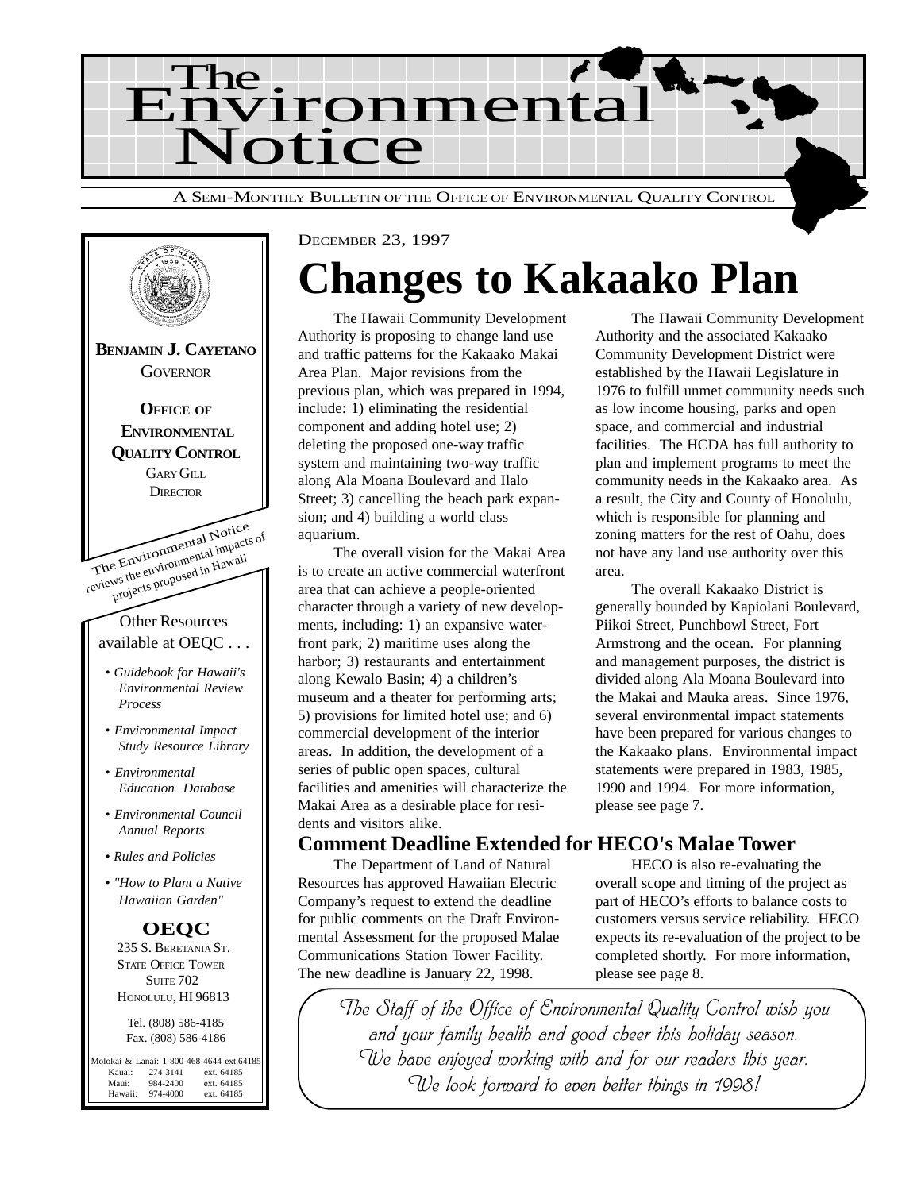# The Environmental Notice

A SEMI-MONTHLY BULLETIN OF THE OFFICE OF ENVIRONMENTAL QUALITY CONTROL

**BENJAMIN J. CAYETANO**
GOVERNOR

**OFFICE OF ENVIRONMENTAL QUALITY CONTROL**
GARY GILL
DIRECTOR

The Environmental Notice reviews the environmental impacts of projects proposed in Hawaii

Other Resources available at OEQC . . .

- *Guidebook for Hawaii's Environmental Review Process*
- *Environmental Impact Study Resource Library*
- *Environmental Education Database*
- *Environmental Council Annual Reports*
- *Rules and Policies*
- *"How to Plant a Native Hawaiian Garden"*

**OEQC**
235 S. BERETANIA ST.
STATE OFFICE TOWER
SUITE 702
HONOLULU, HI 96813

Tel. (808) 586-4185
Fax. (808) 586-4186

Molokai & Lanai: 1-800-468-4644 ext.64185
Kauai: 274-3141 ext. 64185
Maui: 984-2400 ext. 64185
Hawaii: 974-4000 ext. 64185

DECEMBER 23, 1997

# Changes to Kakaako Plan

The Hawaii Community Development Authority is proposing to change land use and traffic patterns for the Kakaako Makai Area Plan. Major revisions from the previous plan, which was prepared in 1994, include: 1) eliminating the residential component and adding hotel use; 2) deleting the proposed one-way traffic system and maintaining two-way traffic along Ala Moana Boulevard and Ilalo Street; 3) cancelling the beach park expansion; and 4) building a world class aquarium.

The overall vision for the Makai Area is to create an active commercial waterfront area that can achieve a people-oriented character through a variety of new developments, including: 1) an expansive waterfront park; 2) maritime uses along the harbor; 3) restaurants and entertainment along Kewalo Basin; 4) a children's museum and a theater for performing arts; 5) provisions for limited hotel use; and 6) commercial development of the interior areas. In addition, the development of a series of public open spaces, cultural facilities and amenities will characterize the Makai Area as a desirable place for residents and visitors alike.

The Hawaii Community Development Authority and the associated Kakaako Community Development District were established by the Hawaii Legislature in 1976 to fulfill unmet community needs such as low income housing, parks and open space, and commercial and industrial facilities. The HCDA has full authority to plan and implement programs to meet the community needs in the Kakaako area. As a result, the City and County of Honolulu, which is responsible for planning and zoning matters for the rest of Oahu, does not have any land use authority over this area.

The overall Kakaako District is generally bounded by Kapiolani Boulevard, Piikoi Street, Punchbowl Street, Fort Armstrong and the ocean. For planning and management purposes, the district is divided along Ala Moana Boulevard into the Makai and Mauka areas. Since 1976, several environmental impact statements have been prepared for various changes to the Kakaako plans. Environmental impact statements were prepared in 1983, 1985, 1990 and 1994. For more information, please see page 7.

## Comment Deadline Extended for HECO's Malae Tower

The Department of Land of Natural Resources has approved Hawaiian Electric Company's request to extend the deadline for public comments on the Draft Environmental Assessment for the proposed Malae Communications Station Tower Facility. The new deadline is January 22, 1998.

HECO is also re-evaluating the overall scope and timing of the project as part of HECO's efforts to balance costs to customers versus service reliability. HECO expects its re-evaluation of the project to be completed shortly. For more information, please see page 8.

*The Staff of the Office of Environmental Quality Control wish you and your family health and good cheer this holiday season. We have enjoyed working with and for our readers this year. We look forward to even better things in 1998!*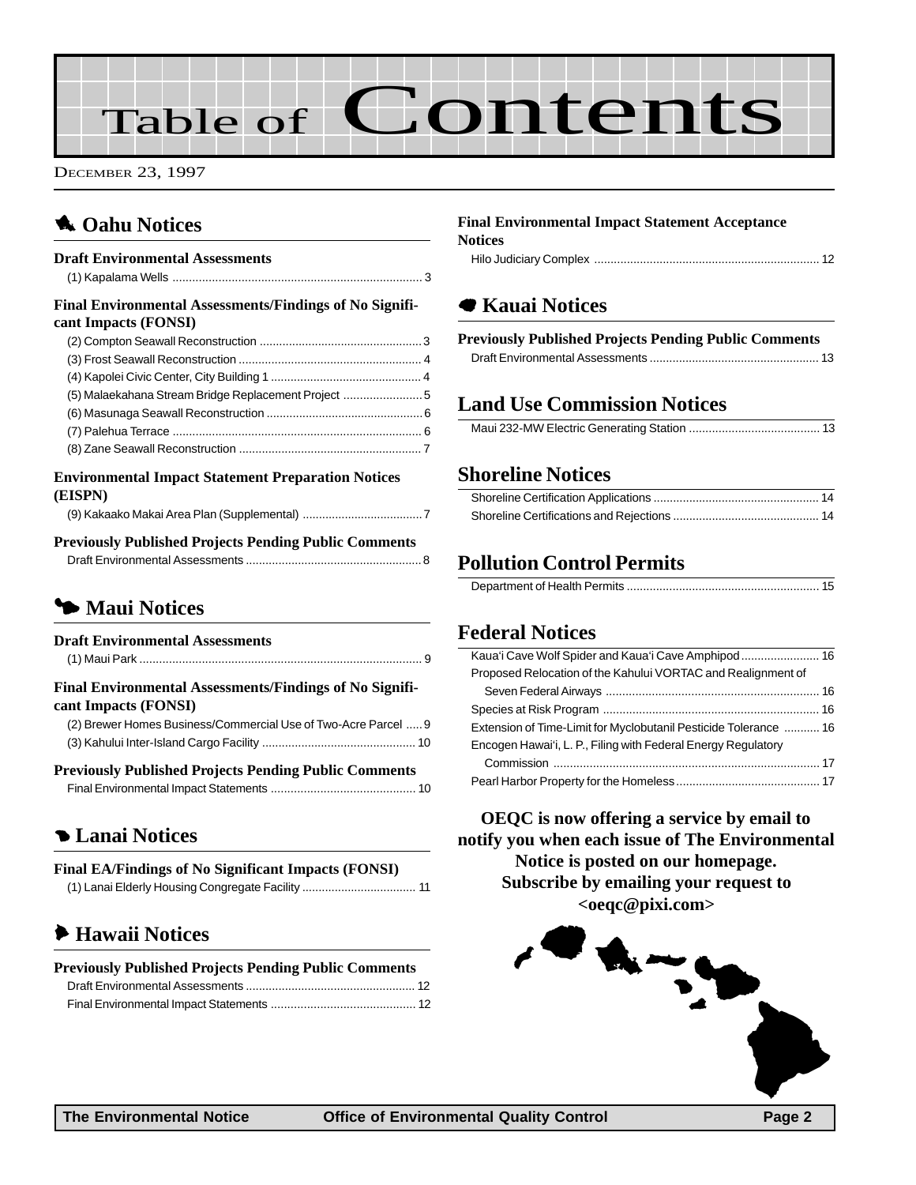# Table of Contents

DECEMBER 23, 1997

## Oahu Notices

### Draft Environmental Assessments

(1) Kapalama Wells ........ 3

### Final Environmental Assessments/Findings of No Significant Impacts (FONSI)

(2) Compton Seawall Reconstruction ........ 3
(3) Frost Seawall Reconstruction ........ 4
(4) Kapolei Civic Center, City Building 1 ........ 4
(5) Malaekahana Stream Bridge Replacement Project ........ 5
(6) Masunaga Seawall Reconstruction ........ 6
(7) Palehua Terrace ........ 6
(8) Zane Seawall Reconstruction ........ 7

### Environmental Impact Statement Preparation Notices (EISPN)

(9) Kakaako Makai Area Plan (Supplemental) ........ 7

### Previously Published Projects Pending Public Comments

Draft Environmental Assessments ........ 8

## Maui Notices

### Draft Environmental Assessments

(1) Maui Park ........ 9

### Final Environmental Assessments/Findings of No Significant Impacts (FONSI)

(2) Brewer Homes Business/Commercial Use of Two-Acre Parcel ........ 9
(3) Kahului Inter-Island Cargo Facility ........ 10

### Previously Published Projects Pending Public Comments

Final Environmental Impact Statements ........ 10

## Lanai Notices

### Final EA/Findings of No Significant Impacts (FONSI)

(1) Lanai Elderly Housing Congregate Facility ........ 11

## Hawaii Notices

### Previously Published Projects Pending Public Comments

Draft Environmental Assessments ........ 12
Final Environmental Impact Statements ........ 12

### Final Environmental Impact Statement Acceptance Notices

Hilo Judiciary Complex ........ 12

## Kauai Notices

### Previously Published Projects Pending Public Comments

Draft Environmental Assessments ........ 13

## Land Use Commission Notices

Maui 232-MW Electric Generating Station ........ 13

## Shoreline Notices

Shoreline Certification Applications ........ 14
Shoreline Certifications and Rejections ........ 14

## Pollution Control Permits

Department of Health Permits ........ 15

## Federal Notices

Kaua'i Cave Wolf Spider and Kaua'i Cave Amphipod ........ 16
Proposed Relocation of the Kahului VORTAC and Realignment of Seven Federal Airways ........ 16
Species at Risk Program ........ 16
Extension of Time-Limit for Myclobutanil Pesticide Tolerance ........ 16
Encogen Hawai'i, L. P., Filing with Federal Energy Regulatory Commission ........ 17
Pearl Harbor Property for the Homeless ........ 17

**OEQC is now offering a service by email to notify you when each issue of The Environmental Notice is posted on our homepage. Subscribe by emailing your request to <oeqc@pixi.com>**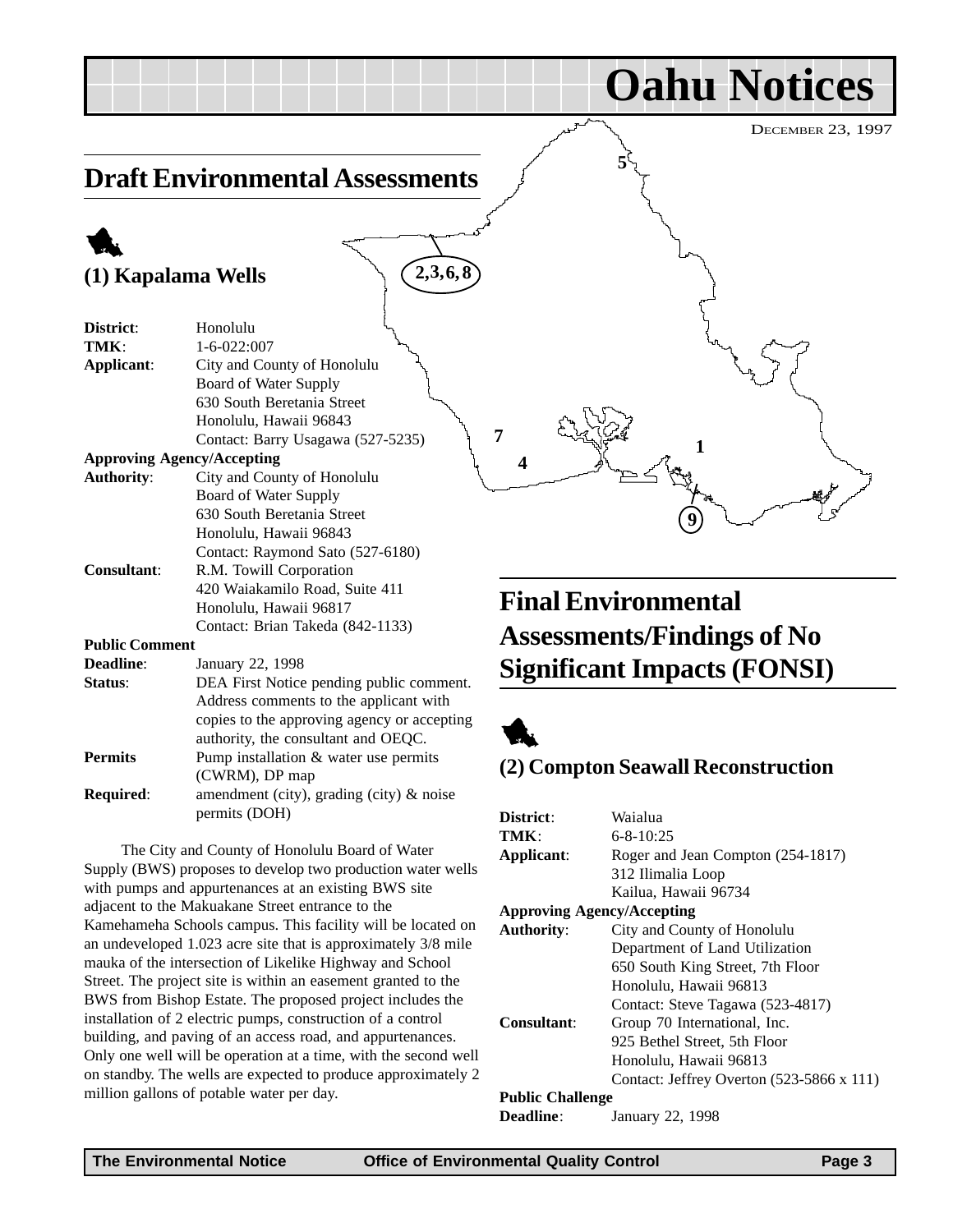# Oahu Notices

DECEMBER 23, 1997

## Draft Environmental Assessments

### (1) Kapalama Wells

**District**: Honolulu
**TMK**: 1-6-022:007
**Applicant**: City and County of Honolulu
Board of Water Supply
630 South Beretania Street
Honolulu, Hawaii 96843
Contact: Barry Usagawa (527-5235)
**Approving Agency/Accepting**
**Authority**: City and County of Honolulu
Board of Water Supply
630 South Beretania Street
Honolulu, Hawaii 96843
Contact: Raymond Sato (527-6180)
**Consultant**: R.M. Towill Corporation
420 Waiakamilo Road, Suite 411
Honolulu, Hawaii 96817
Contact: Brian Takeda (842-1133)
**Public Comment**
**Deadline**: January 22, 1998
**Status**: DEA First Notice pending public comment. Address comments to the applicant with copies to the approving agency or accepting authority, the consultant and OEQC.
**Permits Required**: Pump installation & water use permits (CWRM), DP map amendment (city), grading (city) & noise permits (DOH)

The City and County of Honolulu Board of Water Supply (BWS) proposes to develop two production water wells with pumps and appurtenances at an existing BWS site adjacent to the Makuakane Street entrance to the Kamehameha Schools campus. This facility will be located on an undeveloped 1.023 acre site that is approximately 3/8 mile mauka of the intersection of Likelike Highway and School Street. The project site is within an easement granted to the BWS from Bishop Estate. The proposed project includes the installation of 2 electric pumps, construction of a control building, and paving of an access road, and appurtenances. Only one well will be operation at a time, with the second well on standby. The wells are expected to produce approximately 2 million gallons of potable water per day.

## Final Environmental Assessments/Findings of No Significant Impacts (FONSI)

### (2) Compton Seawall Reconstruction

**District**: Waialua
**TMK**: 6-8-10:25
**Applicant**: Roger and Jean Compton (254-1817)
312 Ilimalia Loop
Kailua, Hawaii 96734
**Approving Agency/Accepting**
**Authority**: City and County of Honolulu
Department of Land Utilization
650 South King Street, 7th Floor
Honolulu, Hawaii 96813
Contact: Steve Tagawa (523-4817)
**Consultant**: Group 70 International, Inc.
925 Bethel Street, 5th Floor
Honolulu, Hawaii 96813
Contact: Jeffrey Overton (523-5866 x 111)
**Public Challenge**
**Deadline**: January 22, 1998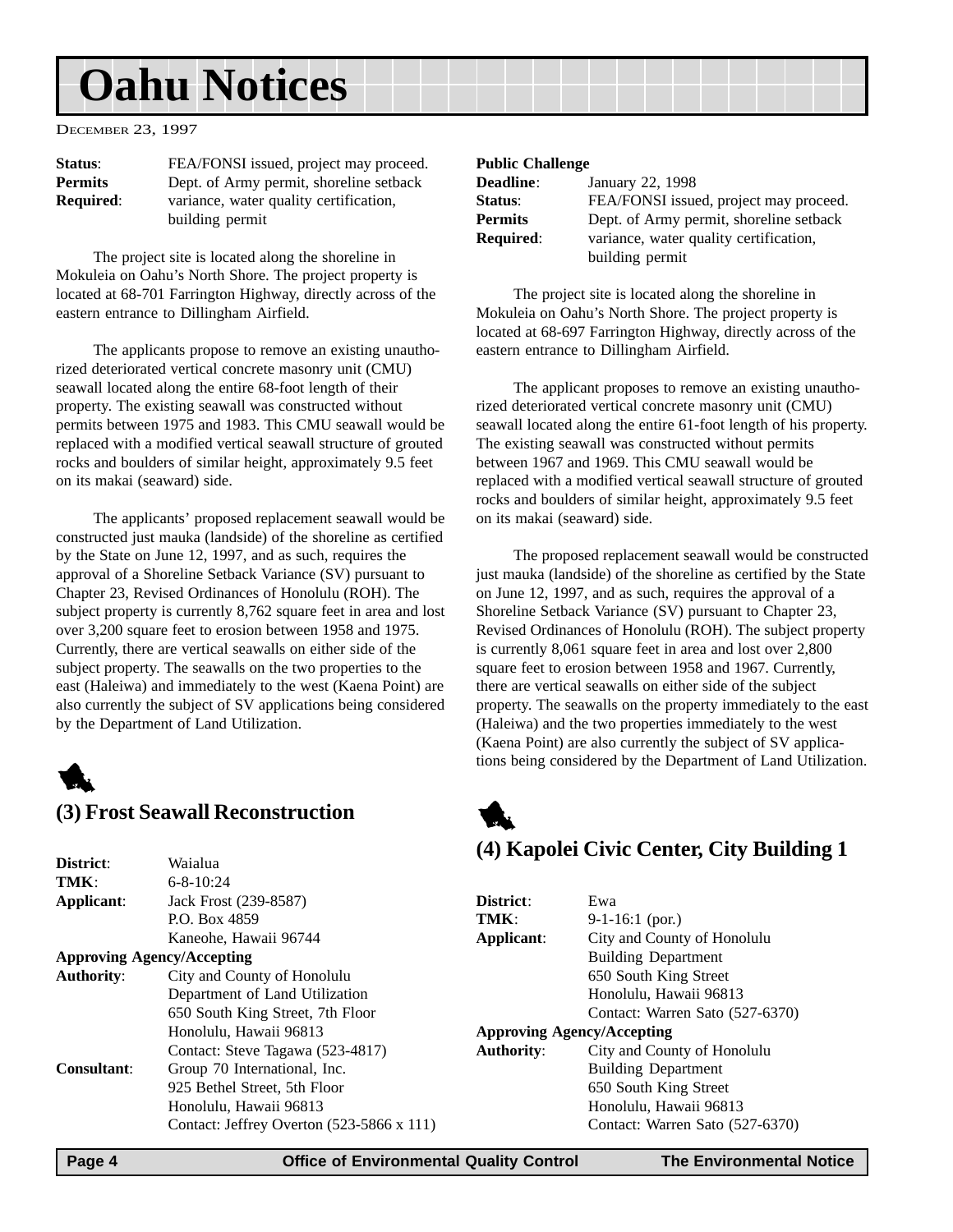# Oahu Notices

DECEMBER 23, 1997

**Status**: FEA/FONSI issued, project may proceed.
**Permits Required**: Dept. of Army permit, shoreline setback variance, water quality certification, building permit

The project site is located along the shoreline in Mokuleia on Oahu's North Shore. The project property is located at 68-701 Farrington Highway, directly across of the eastern entrance to Dillingham Airfield.

The applicants propose to remove an existing unauthorized deteriorated vertical concrete masonry unit (CMU) seawall located along the entire 68-foot length of their property. The existing seawall was constructed without permits between 1975 and 1983. This CMU seawall would be replaced with a modified vertical seawall structure of grouted rocks and boulders of similar height, approximately 9.5 feet on its makai (seaward) side.

The applicants' proposed replacement seawall would be constructed just mauka (landside) of the shoreline as certified by the State on June 12, 1997, and as such, requires the approval of a Shoreline Setback Variance (SV) pursuant to Chapter 23, Revised Ordinances of Honolulu (ROH). The subject property is currently 8,762 square feet in area and lost over 3,200 square feet to erosion between 1958 and 1975. Currently, there are vertical seawalls on either side of the subject property. The seawalls on the two properties to the east (Haleiwa) and immediately to the west (Kaena Point) are also currently the subject of SV applications being considered by the Department of Land Utilization.

## (3) Frost Seawall Reconstruction

**District**: Waialua
**TMK**: 6-8-10:24
**Applicant**: Jack Frost (239-8587)
P.O. Box 4859
Kaneohe, Hawaii 96744
**Approving Agency/Accepting Authority**: City and County of Honolulu
Department of Land Utilization
650 South King Street, 7th Floor
Honolulu, Hawaii 96813
Contact: Steve Tagawa (523-4817)
**Consultant**: Group 70 International, Inc.
925 Bethel Street, 5th Floor
Honolulu, Hawaii 96813
Contact: Jeffrey Overton (523-5866 x 111)

**Public Challenge Deadline**: January 22, 1998
**Status**: FEA/FONSI issued, project may proceed.
**Permits Required**: Dept. of Army permit, shoreline setback variance, water quality certification, building permit

The project site is located along the shoreline in Mokuleia on Oahu's North Shore. The project property is located at 68-697 Farrington Highway, directly across of the eastern entrance to Dillingham Airfield.

The applicant proposes to remove an existing unauthorized deteriorated vertical concrete masonry unit (CMU) seawall located along the entire 61-foot length of his property. The existing seawall was constructed without permits between 1967 and 1969. This CMU seawall would be replaced with a modified vertical seawall structure of grouted rocks and boulders of similar height, approximately 9.5 feet on its makai (seaward) side.

The proposed replacement seawall would be constructed just mauka (landside) of the shoreline as certified by the State on June 12, 1997, and as such, requires the approval of a Shoreline Setback Variance (SV) pursuant to Chapter 23, Revised Ordinances of Honolulu (ROH). The subject property is currently 8,061 square feet in area and lost over 2,800 square feet to erosion between 1958 and 1967. Currently, there are vertical seawalls on either side of the subject property. The seawalls on the property immediately to the east (Haleiwa) and the two properties immediately to the west (Kaena Point) are also currently the subject of SV applications being considered by the Department of Land Utilization.

## (4) Kapolei Civic Center, City Building 1

**District**: Ewa
**TMK**: 9-1-16:1 (por.)
**Applicant**: City and County of Honolulu
Building Department
650 South King Street
Honolulu, Hawaii 96813
Contact: Warren Sato (527-6370)
**Approving Agency/Accepting Authority**: City and County of Honolulu
Building Department
650 South King Street
Honolulu, Hawaii 96813
Contact: Warren Sato (527-6370)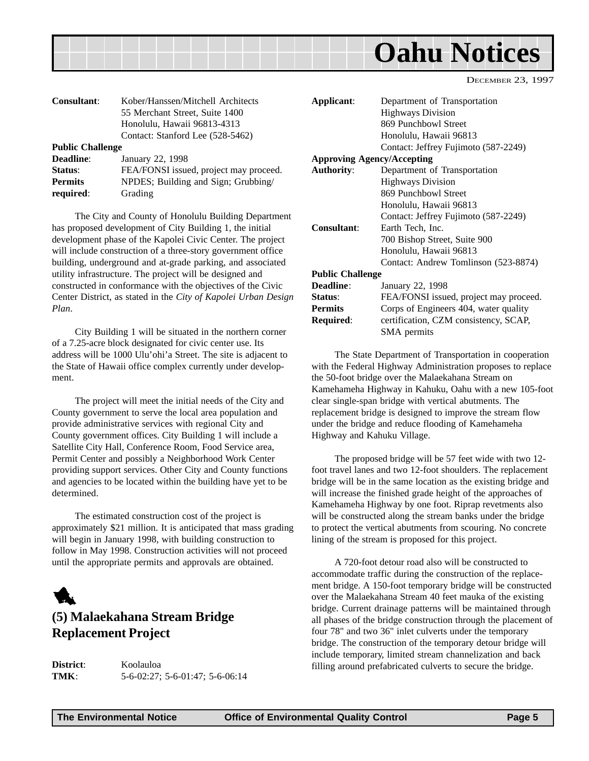| | |
|---|---|
| **Consultant**: | Kober/Hanssen/Mitchell Architects<br>55 Merchant Street, Suite 1400<br>Honolulu, Hawaii 96813-4313<br>Contact: Stanford Lee (528-5462) |
| **Public Challenge Deadline**: | January 22, 1998 |
| **Status**: | FEA/FONSI issued, project may proceed. |
| **Permits required**: | NPDES; Building and Sign; Grubbing/Grading |

The City and County of Honolulu Building Department has proposed development of City Building 1, the initial development phase of the Kapolei Civic Center. The project will include construction of a three-story government office building, underground and at-grade parking, and associated utility infrastructure. The project will be designed and constructed in conformance with the objectives of the Civic Center District, as stated in the *City of Kapolei Urban Design Plan*.

City Building 1 will be situated in the northern corner of a 7.25-acre block designated for civic center use. Its address will be 1000 Ulu'ohi'a Street. The site is adjacent to the State of Hawaii office complex currently under development.

The project will meet the initial needs of the City and County government to serve the local area population and provide administrative services with regional City and County government offices. City Building 1 will include a Satellite City Hall, Conference Room, Food Service area, Permit Center and possibly a Neighborhood Work Center providing support services. Other City and County functions and agencies to be located within the building have yet to be determined.

The estimated construction cost of the project is approximately $21 million. It is anticipated that mass grading will begin in January 1998, with building construction to follow in May 1998. Construction activities will not proceed until the appropriate permits and approvals are obtained.

## (5) Malaekahana Stream Bridge Replacement Project

| | |
|---|---|
| **District**: | Koolauloa |
| **TMK**: | 5-6-02:27; 5-6-01:47; 5-6-06:14 |
| **Applicant**: | Department of Transportation<br>Highways Division<br>869 Punchbowl Street<br>Honolulu, Hawaii 96813<br>Contact: Jeffrey Fujimoto (587-2249) |
| **Approving Agency/Accepting Authority**: | Department of Transportation<br>Highways Division<br>869 Punchbowl Street<br>Honolulu, Hawaii 96813<br>Contact: Jeffrey Fujimoto (587-2249) |
| **Consultant**: | Earth Tech, Inc.<br>700 Bishop Street, Suite 900<br>Honolulu, Hawaii 96813<br>Contact: Andrew Tomlinson (523-8874) |
| **Public Challenge Deadline**: | January 22, 1998 |
| **Status**: | FEA/FONSI issued, project may proceed. |
| **Permits Required**: | Corps of Engineers 404, water quality certification, CZM consistency, SCAP, SMA permits |

The State Department of Transportation in cooperation with the Federal Highway Administration proposes to replace the 50-foot bridge over the Malaekahana Stream on Kamehameha Highway in Kahuku, Oahu with a new 105-foot clear single-span bridge with vertical abutments. The replacement bridge is designed to improve the stream flow under the bridge and reduce flooding of Kamehameha Highway and Kahuku Village.

The proposed bridge will be 57 feet wide with two 12-foot travel lanes and two 12-foot shoulders. The replacement bridge will be in the same location as the existing bridge and will increase the finished grade height of the approaches of Kamehameha Highway by one foot. Riprap revetments also will be constructed along the stream banks under the bridge to protect the vertical abutments from scouring. No concrete lining of the stream is proposed for this project.

A 720-foot detour road also will be constructed to accommodate traffic during the construction of the replacement bridge. A 150-foot temporary bridge will be constructed over the Malaekahana Stream 40 feet mauka of the existing bridge. Current drainage patterns will be maintained through all phases of the bridge construction through the placement of four 78" and two 36" inlet culverts under the temporary bridge. The construction of the temporary detour bridge will include temporary, limited stream channelization and back filling around prefabricated culverts to secure the bridge.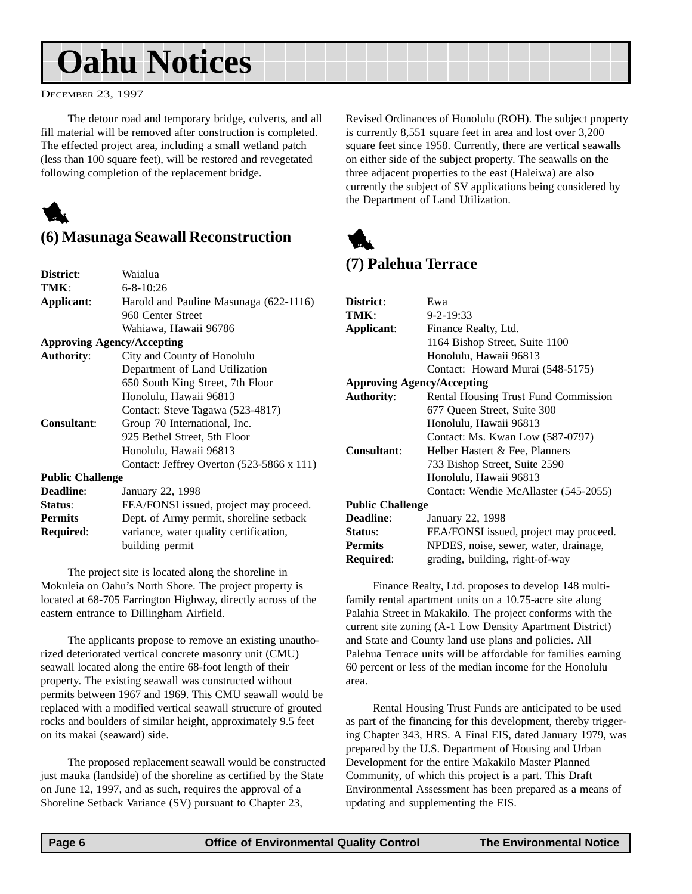The detour road and temporary bridge, culverts, and all fill material will be removed after construction is completed. The effected project area, including a small wetland patch (less than 100 square feet), will be restored and revegetated following completion of the replacement bridge.

## (6) Masunaga Seawall Reconstruction

| | |
|---|---|
| **District**: | Waialua |
| **TMK**: | 6-8-10:26 |
| **Applicant**: | Harold and Pauline Masunaga (622-1116)<br>960 Center Street<br>Wahiawa, Hawaii 96786 |
| **Approving Agency/Accepting Authority**: | City and County of Honolulu<br>Department of Land Utilization<br>650 South King Street, 7th Floor<br>Honolulu, Hawaii 96813<br>Contact: Steve Tagawa (523-4817) |
| **Consultant**: | Group 70 International, Inc.<br>925 Bethel Street, 5th Floor<br>Honolulu, Hawaii 96813<br>Contact: Jeffrey Overton (523-5866 x 111) |
| **Public Challenge Deadline**: | January 22, 1998 |
| **Status**: | FEA/FONSI issued, project may proceed. |
| **Permits Required**: | Dept. of Army permit, shoreline setback variance, water quality certification, building permit |

The project site is located along the shoreline in Mokuleia on Oahu's North Shore. The project property is located at 68-705 Farrington Highway, directly across of the eastern entrance to Dillingham Airfield.

The applicants propose to remove an existing unauthorized deteriorated vertical concrete masonry unit (CMU) seawall located along the entire 68-foot length of their property. The existing seawall was constructed without permits between 1967 and 1969. This CMU seawall would be replaced with a modified vertical seawall structure of grouted rocks and boulders of similar height, approximately 9.5 feet on its makai (seaward) side.

The proposed replacement seawall would be constructed just mauka (landside) of the shoreline as certified by the State on June 12, 1997, and as such, requires the approval of a Shoreline Setback Variance (SV) pursuant to Chapter 23, Revised Ordinances of Honolulu (ROH). The subject property is currently 8,551 square feet in area and lost over 3,200 square feet since 1958. Currently, there are vertical seawalls on either side of the subject property. The seawalls on the three adjacent properties to the east (Haleiwa) are also currently the subject of SV applications being considered by the Department of Land Utilization.

## (7) Palehua Terrace

| | |
|---|---|
| **District**: | Ewa |
| **TMK**: | 9-2-19:33 |
| **Applicant**: | Finance Realty, Ltd.<br>1164 Bishop Street, Suite 1100<br>Honolulu, Hawaii 96813<br>Contact: Howard Murai (548-5175) |
| **Approving Agency/Accepting Authority**: | Rental Housing Trust Fund Commission<br>677 Queen Street, Suite 300<br>Honolulu, Hawaii 96813<br>Contact: Ms. Kwan Low (587-0797) |
| **Consultant**: | Helber Hastert & Fee, Planners<br>733 Bishop Street, Suite 2590<br>Honolulu, Hawaii 96813<br>Contact: Wendie McAllaster (545-2055) |
| **Public Challenge Deadline**: | January 22, 1998 |
| **Status**: | FEA/FONSI issued, project may proceed. |
| **Permits Required**: | NPDES, noise, sewer, water, drainage, grading, building, right-of-way |

Finance Realty, Ltd. proposes to develop 148 multi-family rental apartment units on a 10.75-acre site along Palahia Street in Makakilo. The project conforms with the current site zoning (A-1 Low Density Apartment District) and State and County land use plans and policies. All Palehua Terrace units will be affordable for families earning 60 percent or less of the median income for the Honolulu area.

Rental Housing Trust Funds are anticipated to be used as part of the financing for this development, thereby triggering Chapter 343, HRS. A Final EIS, dated January 1979, was prepared by the U.S. Department of Housing and Urban Development for the entire Makakilo Master Planned Community, of which this project is a part. This Draft Environmental Assessment has been prepared as a means of updating and supplementing the EIS.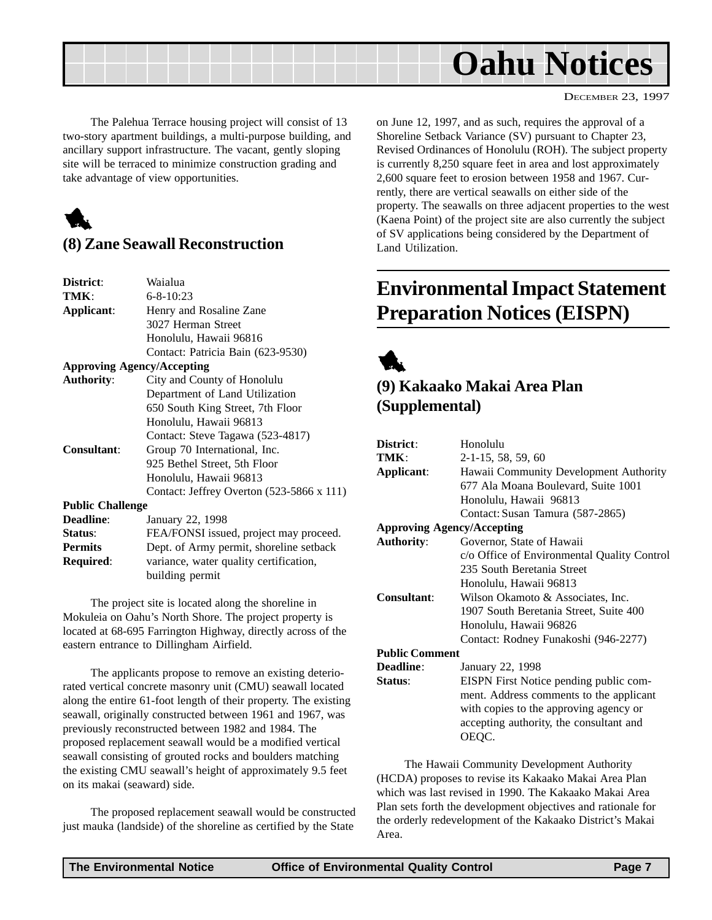The Palehua Terrace housing project will consist of 13 two-story apartment buildings, a multi-purpose building, and ancillary support infrastructure. The vacant, gently sloping site will be terraced to minimize construction grading and take advantage of view opportunities.

### (8) Zane Seawall Reconstruction

**District**: Waialua
**TMK**: 6-8-10:23
**Applicant**: Henry and Rosaline Zane
3027 Herman Street
Honolulu, Hawaii 96816
Contact: Patricia Bain (623-9530)
**Approving Agency/Accepting Authority**: City and County of Honolulu
Department of Land Utilization
650 South King Street, 7th Floor
Honolulu, Hawaii 96813
Contact: Steve Tagawa (523-4817)
**Consultant**: Group 70 International, Inc.
925 Bethel Street, 5th Floor
Honolulu, Hawaii 96813
Contact: Jeffrey Overton (523-5866 x 111)
**Public Challenge Deadline**: January 22, 1998
**Status**: FEA/FONSI issued, project may proceed.
**Permits Required**: Dept. of Army permit, shoreline setback variance, water quality certification, building permit

The project site is located along the shoreline in Mokuleia on Oahu's North Shore. The project property is located at 68-695 Farrington Highway, directly across of the eastern entrance to Dillingham Airfield.

The applicants propose to remove an existing deteriorated vertical concrete masonry unit (CMU) seawall located along the entire 61-foot length of their property. The existing seawall, originally constructed between 1961 and 1967, was previously reconstructed between 1982 and 1984. The proposed replacement seawall would be a modified vertical seawall consisting of grouted rocks and boulders matching the existing CMU seawall's height of approximately 9.5 feet on its makai (seaward) side.

The proposed replacement seawall would be constructed just mauka (landside) of the shoreline as certified by the State on June 12, 1997, and as such, requires the approval of a Shoreline Setback Variance (SV) pursuant to Chapter 23, Revised Ordinances of Honolulu (ROH). The subject property is currently 8,250 square feet in area and lost approximately 2,600 square feet to erosion between 1958 and 1967. Currently, there are vertical seawalls on either side of the property. The seawalls on three adjacent properties to the west (Kaena Point) of the project site are also currently the subject of SV applications being considered by the Department of Land Utilization.

## Environmental Impact Statement Preparation Notices (EISPN)

### (9) Kakaako Makai Area Plan (Supplemental)

**District**: Honolulu
**TMK**: 2-1-15, 58, 59, 60
**Applicant**: Hawaii Community Development Authority
677 Ala Moana Boulevard, Suite 1001
Honolulu, Hawaii 96813
Contact: Susan Tamura (587-2865)
**Approving Agency/Accepting Authority**: Governor, State of Hawaii
c/o Office of Environmental Quality Control
235 South Beretania Street
Honolulu, Hawaii 96813
**Consultant**: Wilson Okamoto & Associates, Inc.
1907 South Beretania Street, Suite 400
Honolulu, Hawaii 96826
Contact: Rodney Funakoshi (946-2277)
**Public Comment Deadline**: January 22, 1998
**Status**: EISPN First Notice pending public comment. Address comments to the applicant with copies to the approving agency or accepting authority, the consultant and OEQC.

The Hawaii Community Development Authority (HCDA) proposes to revise its Kakaako Makai Area Plan which was last revised in 1990. The Kakaako Makai Area Plan sets forth the development objectives and rationale for the orderly redevelopment of the Kakaako District's Makai Area.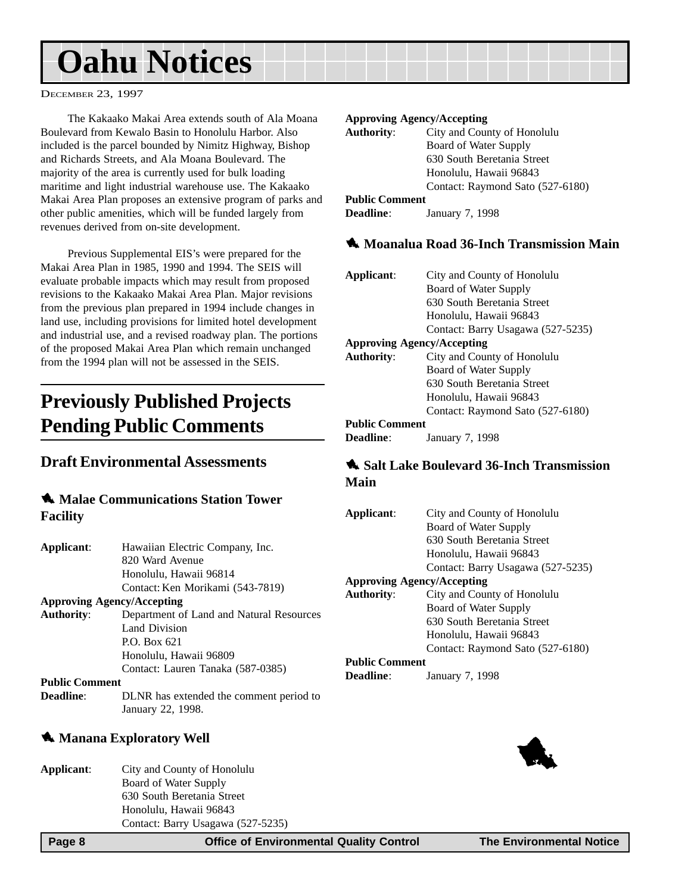# Oahu Notices

DECEMBER 23, 1997

The Kakaako Makai Area extends south of Ala Moana Boulevard from Kewalo Basin to Honolulu Harbor. Also included is the parcel bounded by Nimitz Highway, Bishop and Richards Streets, and Ala Moana Boulevard. The majority of the area is currently used for bulk loading maritime and light industrial warehouse use. The Kakaako Makai Area Plan proposes an extensive program of parks and other public amenities, which will be funded largely from revenues derived from on-site development.

Previous Supplemental EIS's were prepared for the Makai Area Plan in 1985, 1990 and 1994. The SEIS will evaluate probable impacts which may result from proposed revisions to the Kakaako Makai Area Plan. Major revisions from the previous plan prepared in 1994 include changes in land use, including provisions for limited hotel development and industrial use, and a revised roadway plan. The portions of the proposed Makai Area Plan which remain unchanged from the 1994 plan will not be assessed in the SEIS.

## Previously Published Projects Pending Public Comments

### Draft Environmental Assessments

#### Malae Communications Station Tower Facility

**Applicant**: Hawaiian Electric Company, Inc.
820 Ward Avenue
Honolulu, Hawaii 96814
Contact: Ken Morikami (543-7819)

**Approving Agency/Accepting Authority**: Department of Land and Natural Resources
Land Division
P.O. Box 621
Honolulu, Hawaii 96809
Contact: Lauren Tanaka (587-0385)

**Public Comment Deadline**: DLNR has extended the comment period to January 22, 1998.

#### Manana Exploratory Well

**Applicant**: City and County of Honolulu
Board of Water Supply
630 South Beretania Street
Honolulu, Hawaii 96843
Contact: Barry Usagawa (527-5235)

**Approving Agency/Accepting Authority**: City and County of Honolulu
Board of Water Supply
630 South Beretania Street
Honolulu, Hawaii 96843
Contact: Raymond Sato (527-6180)

**Public Comment Deadline**: January 7, 1998

#### Moanalua Road 36-Inch Transmission Main

**Applicant**: City and County of Honolulu
Board of Water Supply
630 South Beretania Street
Honolulu, Hawaii 96843
Contact: Barry Usagawa (527-5235)

**Approving Agency/Accepting Authority**: City and County of Honolulu
Board of Water Supply
630 South Beretania Street
Honolulu, Hawaii 96843
Contact: Raymond Sato (527-6180)

**Public Comment Deadline**: January 7, 1998

#### Salt Lake Boulevard 36-Inch Transmission Main

**Applicant**: City and County of Honolulu
Board of Water Supply
630 South Beretania Street
Honolulu, Hawaii 96843
Contact: Barry Usagawa (527-5235)

**Approving Agency/Accepting Authority**: City and County of Honolulu
Board of Water Supply
630 South Beretania Street
Honolulu, Hawaii 96843
Contact: Raymond Sato (527-6180)

**Public Comment Deadline**: January 7, 1998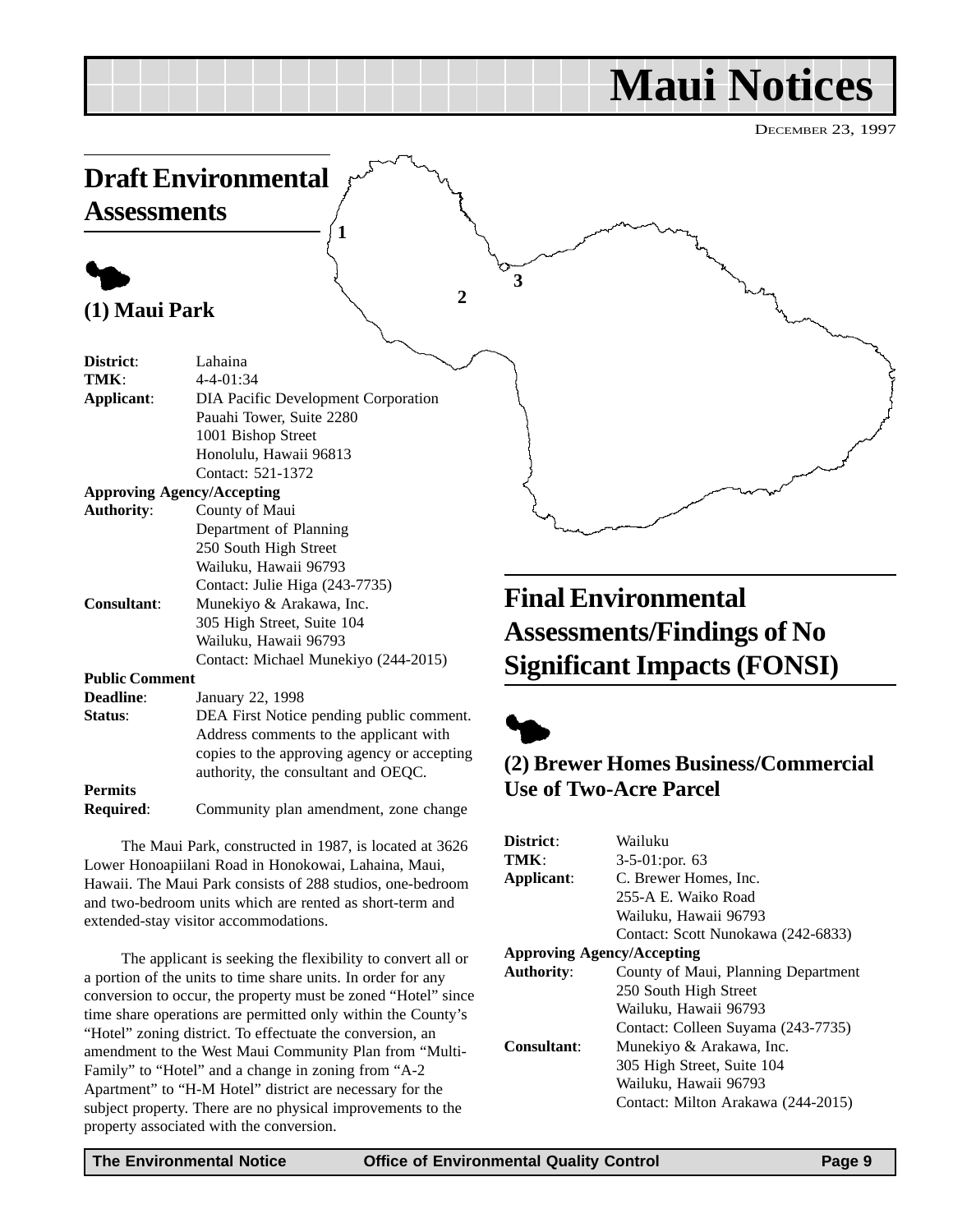# Maui Notices

DECEMBER 23, 1997

## Draft Environmental Assessments

### (1) Maui Park

**District**: Lahaina
**TMK**: 4-4-01:34
**Applicant**: DIA Pacific Development Corporation
Pauahi Tower, Suite 2280
1001 Bishop Street
Honolulu, Hawaii 96813
Contact: 521-1372
**Approving Agency/Accepting Authority**: County of Maui
Department of Planning
250 South High Street
Wailuku, Hawaii 96793
Contact: Julie Higa (243-7735)
**Consultant**: Munekiyo & Arakawa, Inc.
305 High Street, Suite 104
Wailuku, Hawaii 96793
Contact: Michael Munekiyo (244-2015)
**Public Comment Deadline**: January 22, 1998
**Status**: DEA First Notice pending public comment. Address comments to the applicant with copies to the approving agency or accepting authority, the consultant and OEQC.
**Permits Required**: Community plan amendment, zone change

The Maui Park, constructed in 1987, is located at 3626 Lower Honoapiilani Road in Honokowai, Lahaina, Maui, Hawaii. The Maui Park consists of 288 studios, one-bedroom and two-bedroom units which are rented as short-term and extended-stay visitor accommodations.

The applicant is seeking the flexibility to convert all or a portion of the units to time share units. In order for any conversion to occur, the property must be zoned "Hotel" since time share operations are permitted only within the County's "Hotel" zoning district. To effectuate the conversion, an amendment to the West Maui Community Plan from "Multi-Family" to "Hotel" and a change in zoning from "A-2 Apartment" to "H-M Hotel" district are necessary for the subject property. There are no physical improvements to the property associated with the conversion.

## Final Environmental Assessments/Findings of No Significant Impacts (FONSI)

### (2) Brewer Homes Business/Commercial Use of Two-Acre Parcel

**District**: Wailuku
**TMK**: 3-5-01:por. 63
**Applicant**: C. Brewer Homes, Inc.
255-A E. Waiko Road
Wailuku, Hawaii 96793
Contact: Scott Nunokawa (242-6833)
**Approving Agency/Accepting Authority**: County of Maui, Planning Department
250 South High Street
Wailuku, Hawaii 96793
Contact: Colleen Suyama (243-7735)
**Consultant**: Munekiyo & Arakawa, Inc.
305 High Street, Suite 104
Wailuku, Hawaii 96793
Contact: Milton Arakawa (244-2015)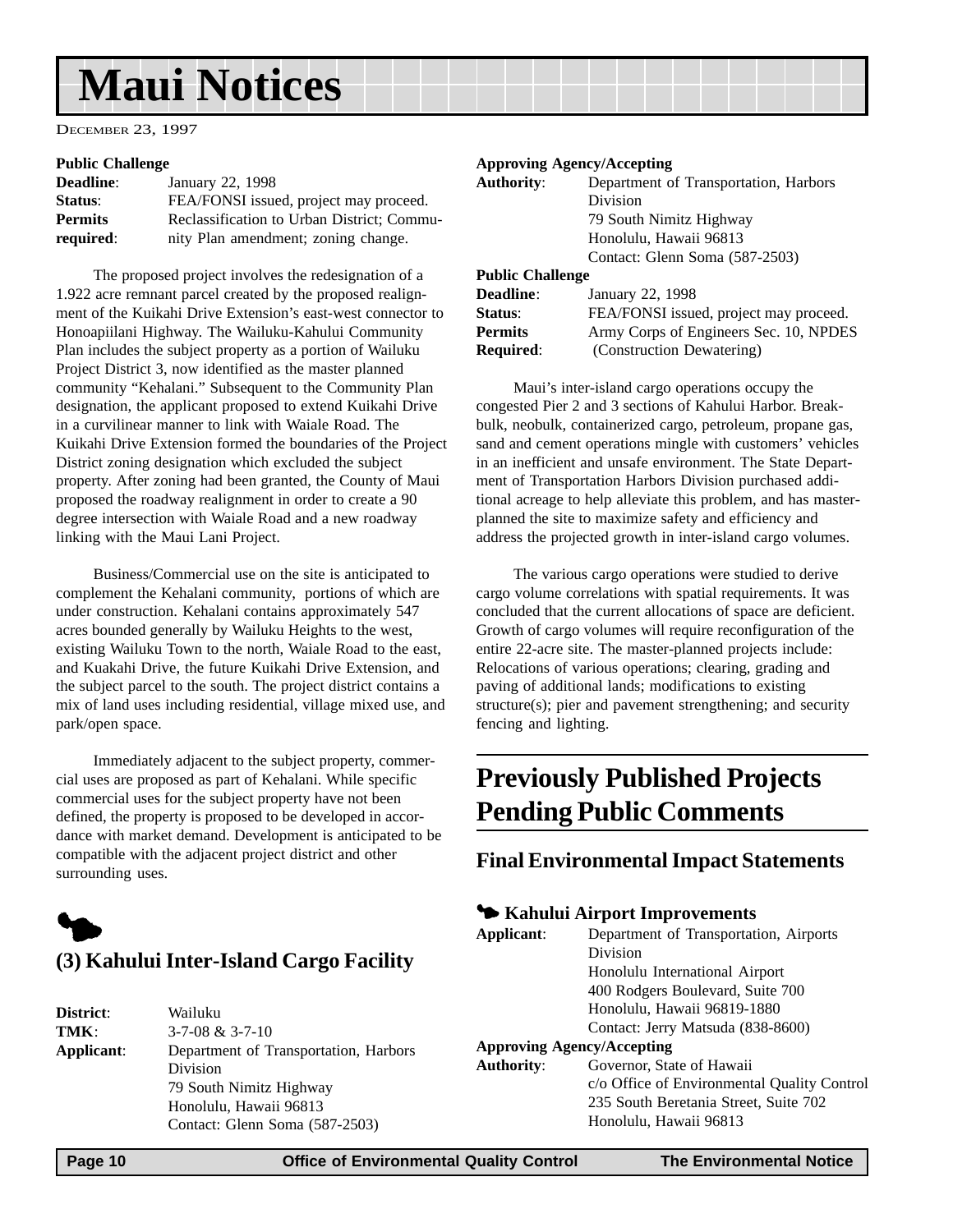# Maui Notices

DECEMBER 23, 1997

**Public Challenge**

**Deadline**: January 22, 1998
**Status**: FEA/FONSI issued, project may proceed.
**Permits required**: Reclassification to Urban District; Community Plan amendment; zoning change.

The proposed project involves the redesignation of a 1.922 acre remnant parcel created by the proposed realignment of the Kuikahi Drive Extension's east-west connector to Honoapiilani Highway. The Wailuku-Kahului Community Plan includes the subject property as a portion of Wailuku Project District 3, now identified as the master planned community "Kehalani." Subsequent to the Community Plan designation, the applicant proposed to extend Kuikahi Drive in a curvilinear manner to link with Waiale Road. The Kuikahi Drive Extension formed the boundaries of the Project District zoning designation which excluded the subject property. After zoning had been granted, the County of Maui proposed the roadway realignment in order to create a 90 degree intersection with Waiale Road and a new roadway linking with the Maui Lani Project.

Business/Commercial use on the site is anticipated to complement the Kehalani community, portions of which are under construction. Kehalani contains approximately 547 acres bounded generally by Wailuku Heights to the west, existing Wailuku Town to the north, Waiale Road to the east, and Kuakahi Drive, the future Kuikahi Drive Extension, and the subject parcel to the south. The project district contains a mix of land uses including residential, village mixed use, and park/open space.

Immediately adjacent to the subject property, commercial uses are proposed as part of Kehalani. While specific commercial uses for the subject property have not been defined, the property is proposed to be developed in accordance with market demand. Development is anticipated to be compatible with the adjacent project district and other surrounding uses.

### (3) Kahului Inter-Island Cargo Facility

**District**: Wailuku
**TMK**: 3-7-08 & 3-7-10
**Applicant**: Department of Transportation, Harbors Division
79 South Nimitz Highway
Honolulu, Hawaii 96813
Contact: Glenn Soma (587-2503)

**Approving Agency/Accepting Authority**: Department of Transportation, Harbors Division
79 South Nimitz Highway
Honolulu, Hawaii 96813
Contact: Glenn Soma (587-2503)

**Public Challenge**

**Deadline**: January 22, 1998
**Status**: FEA/FONSI issued, project may proceed.
**Permits Required**: Army Corps of Engineers Sec. 10, NPDES (Construction Dewatering)

Maui's inter-island cargo operations occupy the congested Pier 2 and 3 sections of Kahului Harbor. Break-bulk, neobulk, containerized cargo, petroleum, propane gas, sand and cement operations mingle with customers' vehicles in an inefficient and unsafe environment. The State Department of Transportation Harbors Division purchased additional acreage to help alleviate this problem, and has master-planned the site to maximize safety and efficiency and address the projected growth in inter-island cargo volumes.

The various cargo operations were studied to derive cargo volume correlations with spatial requirements. It was concluded that the current allocations of space are deficient. Growth of cargo volumes will require reconfiguration of the entire 22-acre site. The master-planned projects include: Relocations of various operations; clearing, grading and paving of additional lands; modifications to existing structure(s); pier and pavement strengthening; and security fencing and lighting.

## Previously Published Projects Pending Public Comments

### Final Environmental Impact Statements

#### Kahului Airport Improvements

**Applicant**: Department of Transportation, Airports Division
Honolulu International Airport
400 Rodgers Boulevard, Suite 700
Honolulu, Hawaii 96819-1880
Contact: Jerry Matsuda (838-8600)

**Approving Agency/Accepting Authority**: Governor, State of Hawaii
c/o Office of Environmental Quality Control
235 South Beretania Street, Suite 702
Honolulu, Hawaii 96813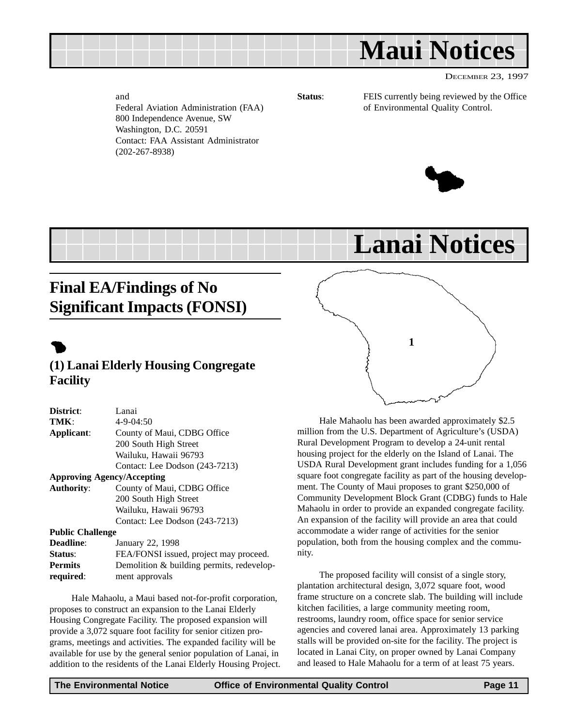# Maui Notices

and
Federal Aviation Administration (FAA)
800 Independence Avenue, SW
Washington, D.C. 20591
Contact: FAA Assistant Administrator
(202-267-8938)

**Status**: FEIS currently being reviewed by the Office of Environmental Quality Control.

# Lanai Notices

## Final EA/Findings of No Significant Impacts (FONSI)

### (1) Lanai Elderly Housing Congregate Facility

**District**: Lanai
**TMK**: 4-9-04:50
**Applicant**: County of Maui, CDBG Office
200 South High Street
Wailuku, Hawaii 96793
Contact: Lee Dodson (243-7213)
**Approving Agency/Accepting Authority**: County of Maui, CDBG Office
200 South High Street
Wailuku, Hawaii 96793
Contact: Lee Dodson (243-7213)
**Public Challenge Deadline**: January 22, 1998
**Status**: FEA/FONSI issued, project may proceed.
**Permits required**: Demolition & building permits, redevelopment approvals

Hale Mahaolu, a Maui based not-for-profit corporation, proposes to construct an expansion to the Lanai Elderly Housing Congregate Facility. The proposed expansion will provide a 3,072 square foot facility for senior citizen programs, meetings and activities. The expanded facility will be available for use by the general senior population of Lanai, in addition to the residents of the Lanai Elderly Housing Project.

Hale Mahaolu has been awarded approximately $2.5 million from the U.S. Department of Agriculture's (USDA) Rural Development Program to develop a 24-unit rental housing project for the elderly on the Island of Lanai. The USDA Rural Development grant includes funding for a 1,056 square foot congregate facility as part of the housing development. The County of Maui proposes to grant $250,000 of Community Development Block Grant (CDBG) funds to Hale Mahaolu in order to provide an expanded congregate facility. An expansion of the facility will provide an area that could accommodate a wider range of activities for the senior population, both from the housing complex and the community.

The proposed facility will consist of a single story, plantation architectural design, 3,072 square foot, wood frame structure on a concrete slab. The building will include kitchen facilities, a large community meeting room, restrooms, laundry room, office space for senior service agencies and covered lanai area. Approximately 13 parking stalls will be provided on-site for the facility. The project is located in Lanai City, on proper owned by Lanai Company and leased to Hale Mahaolu for a term of at least 75 years.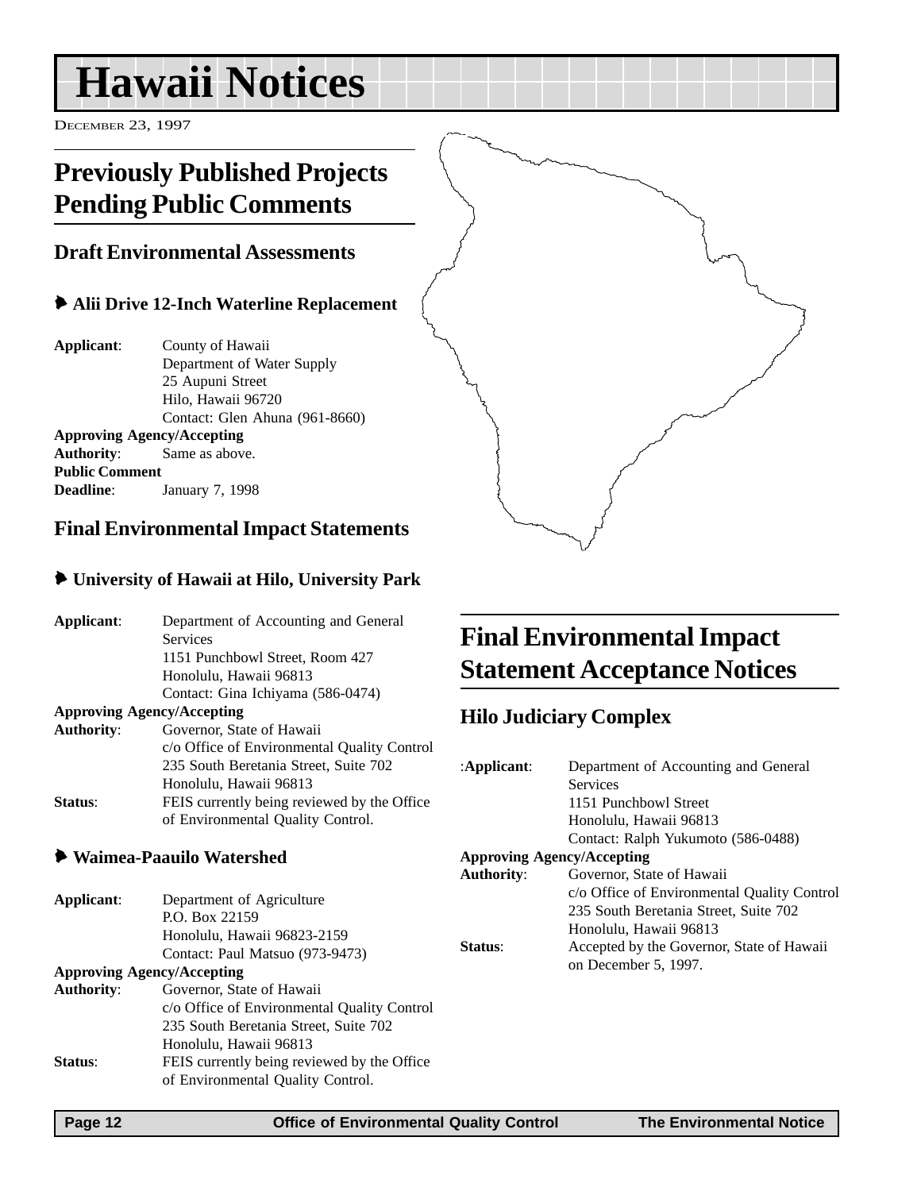# Hawaii Notices

DECEMBER 23, 1997

## Previously Published Projects Pending Public Comments

### Draft Environmental Assessments

#### Alii Drive 12-Inch Waterline Replacement

**Applicant**: County of Hawaii
Department of Water Supply
25 Aupuni Street
Hilo, Hawaii 96720
Contact: Glen Ahuna (961-8660)

**Approving Agency/Accepting Authority**: Same as above.

**Public Comment Deadline**: January 7, 1998

### Final Environmental Impact Statements

#### University of Hawaii at Hilo, University Park

**Applicant**: Department of Accounting and General Services
1151 Punchbowl Street, Room 427
Honolulu, Hawaii 96813
Contact: Gina Ichiyama (586-0474)

**Approving Agency/Accepting Authority**: Governor, State of Hawaii
c/o Office of Environmental Quality Control
235 South Beretania Street, Suite 702
Honolulu, Hawaii 96813

**Status**: FEIS currently being reviewed by the Office of Environmental Quality Control.

#### Waimea-Paauilo Watershed

**Applicant**: Department of Agriculture
P.O. Box 22159
Honolulu, Hawaii 96823-2159
Contact: Paul Matsuo (973-9473)

**Approving Agency/Accepting Authority**: Governor, State of Hawaii
c/o Office of Environmental Quality Control
235 South Beretania Street, Suite 702
Honolulu, Hawaii 96813

**Status**: FEIS currently being reviewed by the Office of Environmental Quality Control.

## Final Environmental Impact Statement Acceptance Notices

### Hilo Judiciary Complex

:**Applicant**: Department of Accounting and General Services
1151 Punchbowl Street
Honolulu, Hawaii 96813
Contact: Ralph Yukumoto (586-0488)

**Approving Agency/Accepting Authority**: Governor, State of Hawaii
c/o Office of Environmental Quality Control
235 South Beretania Street, Suite 702
Honolulu, Hawaii 96813

**Status**: Accepted by the Governor, State of Hawaii on December 5, 1997.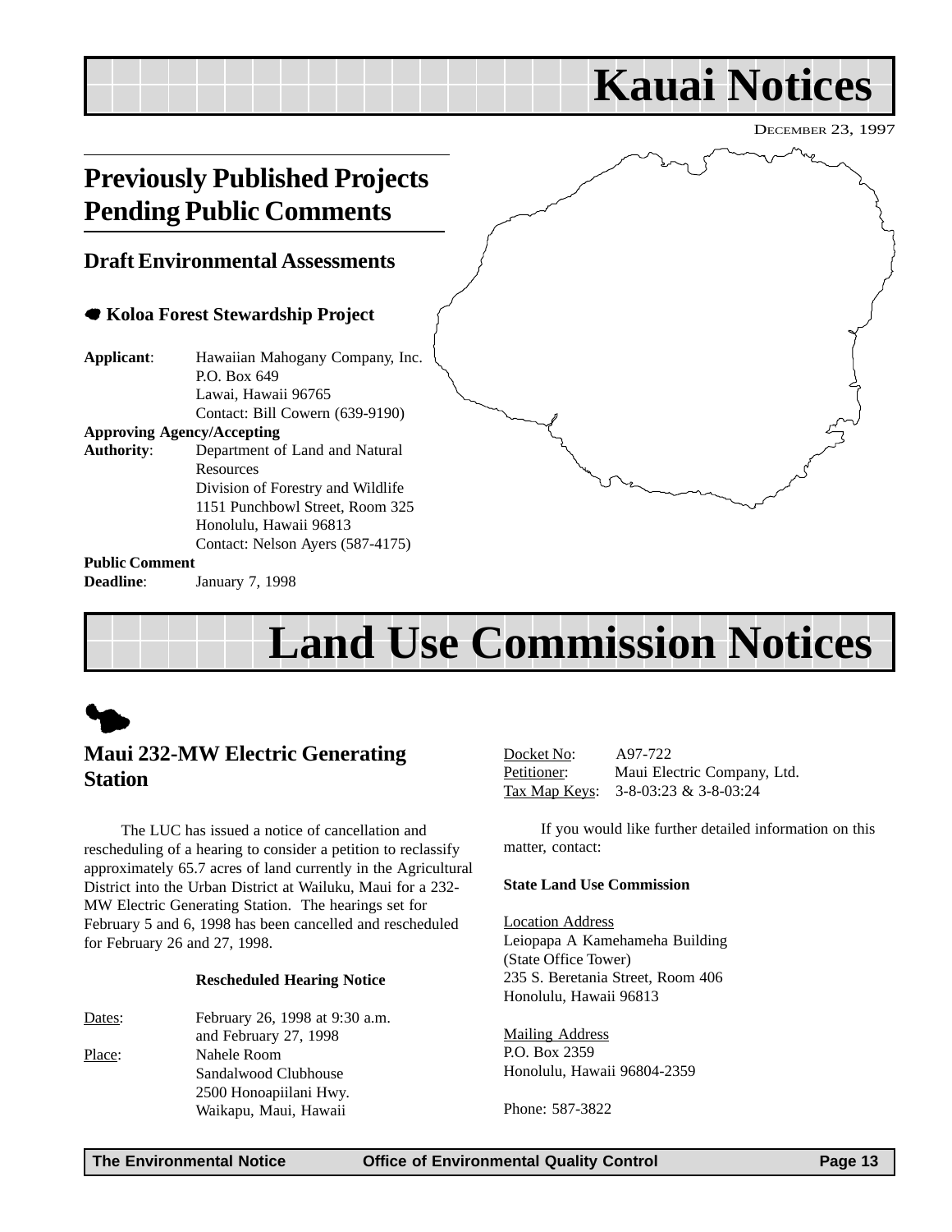# Kauai Notices

December 23, 1997

## Previously Published Projects Pending Public Comments

### Draft Environmental Assessments

#### Koloa Forest Stewardship Project

**Applicant**: Hawaiian Mahogany Company, Inc.
P.O. Box 649
Lawai, Hawaii 96765
Contact: Bill Cowern (639-9190)

**Approving Agency/Accepting Authority**: Department of Land and Natural Resources
Division of Forestry and Wildlife
1151 Punchbowl Street, Room 325
Honolulu, Hawaii 96813
Contact: Nelson Ayers (587-4175)

**Public Comment Deadline**: January 7, 1998

# Land Use Commission Notices

## Maui 232-MW Electric Generating Station

The LUC has issued a notice of cancellation and rescheduling of a hearing to consider a petition to reclassify approximately 65.7 acres of land currently in the Agricultural District into the Urban District at Wailuku, Maui for a 232-MW Electric Generating Station. The hearings set for February 5 and 6, 1998 has been cancelled and rescheduled for February 26 and 27, 1998.

**Rescheduled Hearing Notice**

Dates: February 26, 1998 at 9:30 a.m. and February 27, 1998

Place: Nahele Room
Sandalwood Clubhouse
2500 Honoapiilani Hwy.
Waikapu, Maui, Hawaii

Docket No: A97-722
Petitioner: Maui Electric Company, Ltd.
Tax Map Keys: 3-8-03:23 & 3-8-03:24

If you would like further detailed information on this matter, contact:

**State Land Use Commission**

Location Address
Leiopapa A Kamehameha Building
(State Office Tower)
235 S. Beretania Street, Room 406
Honolulu, Hawaii 96813

Mailing Address
P.O. Box 2359
Honolulu, Hawaii 96804-2359

Phone: 587-3822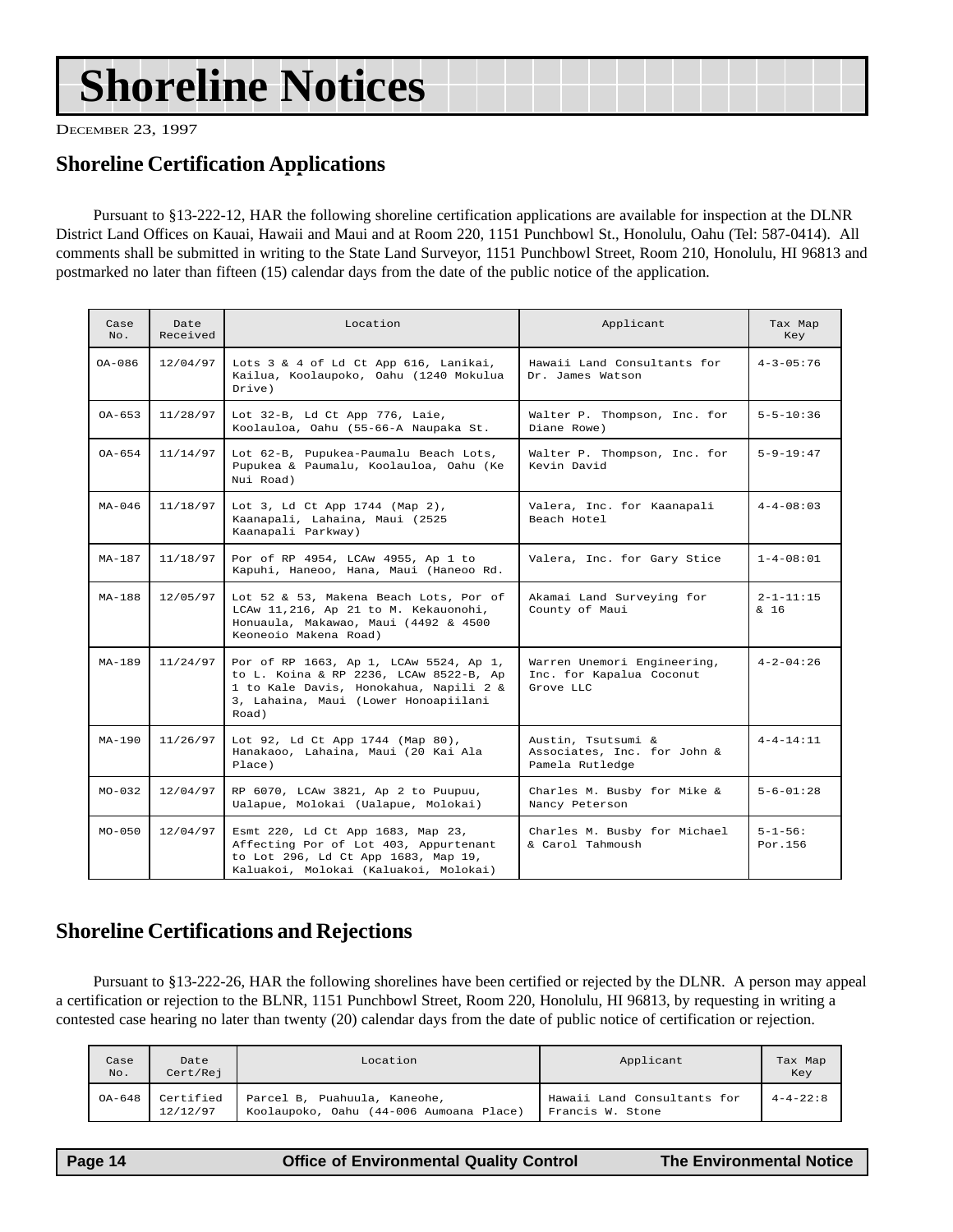# Shoreline Notices

DECEMBER 23, 1997

## Shoreline Certification Applications

Pursuant to §13-222-12, HAR the following shoreline certification applications are available for inspection at the DLNR District Land Offices on Kauai, Hawaii and Maui and at Room 220, 1151 Punchbowl St., Honolulu, Oahu (Tel: 587-0414). All comments shall be submitted in writing to the State Land Surveyor, 1151 Punchbowl Street, Room 210, Honolulu, HI 96813 and postmarked no later than fifteen (15) calendar days from the date of the public notice of the application.

| Case No. | Date Received | Location | Applicant | Tax Map Key |
|---|---|---|---|---|
| OA-086 | 12/04/97 | Lots 3 & 4 of Ld Ct App 616, Lanikai, Kailua, Koolaupoko, Oahu (1240 Mokulua Drive) | Hawaii Land Consultants for Dr. James Watson | 4-3-05:76 |
| OA-653 | 11/28/97 | Lot 32-B, Ld Ct App 776, Laie, Koolauloa, Oahu (55-66-A Naupaka St. | Walter P. Thompson, Inc. for Diane Rowe) | 5-5-10:36 |
| OA-654 | 11/14/97 | Lot 62-B, Pupukea-Paumalu Beach Lots, Pupukea & Paumalu, Koolauloa, Oahu (Ke Nui Road) | Walter P. Thompson, Inc. for Kevin David | 5-9-19:47 |
| MA-046 | 11/18/97 | Lot 3, Ld Ct App 1744 (Map 2), Kaanapali, Lahaina, Maui (2525 Kaanapali Parkway) | Valera, Inc. for Kaanapali Beach Hotel | 4-4-08:03 |
| MA-187 | 11/18/97 | Por of RP 4954, LCAw 4955, Ap 1 to Kapuhi, Haneoo, Hana, Maui (Haneoo Rd. | Valera, Inc. for Gary Stice | 1-4-08:01 |
| MA-188 | 12/05/97 | Lot 52 & 53, Makena Beach Lots, Por of LCAw 11,216, Ap 21 to M. Kekauonohi, Honuaula, Makawao, Maui (4492 & 4500 Keoneoio Makena Road) | Akamai Land Surveying for County of Maui | 2-1-11:15 & 16 |
| MA-189 | 11/24/97 | Por of RP 1663, Ap 1, LCAw 5524, Ap 1, to L. Koina & RP 2236, LCAw 8522-B, Ap 1 to Kale Davis, Honokahua, Napili 2 & 3, Lahaina, Maui (Lower Honoapiilani Road) | Warren Unemori Engineering, Inc. for Kapalua Coconut Grove LLC | 4-2-04:26 |
| MA-190 | 11/26/97 | Lot 92, Ld Ct App 1744 (Map 80), Hanakaoo, Lahaina, Maui (20 Kai Ala Place) | Austin, Tsutsumi & Associates, Inc. for John & Pamela Rutledge | 4-4-14:11 |
| MO-032 | 12/04/97 | RP 6070, LCAw 3821, Ap 2 to Puupuu, Ualapue, Molokai (Ualapue, Molokai) | Charles M. Busby for Mike & Nancy Peterson | 5-6-01:28 |
| MO-050 | 12/04/97 | Esmt 220, Ld Ct App 1683, Map 23, Affecting Por of Lot 403, Appurtenant to Lot 296, Ld Ct App 1683, Map 19, Kaluakoi, Molokai (Kaluakoi, Molokai) | Charles M. Busby for Michael & Carol Tahmoush | 5-1-56: Por.156 |

## Shoreline Certifications and Rejections

Pursuant to §13-222-26, HAR the following shorelines have been certified or rejected by the DLNR. A person may appeal a certification or rejection to the BLNR, 1151 Punchbowl Street, Room 220, Honolulu, HI 96813, by requesting in writing a contested case hearing no later than twenty (20) calendar days from the date of public notice of certification or rejection.

| Case No. | Date Cert/Rej | Location | Applicant | Tax Map Key |
|---|---|---|---|---|
| OA-648 | Certified 12/12/97 | Parcel B, Puahuula, Kaneohe, Koolaupoko, Oahu (44-006 Aumoana Place) | Hawaii Land Consultants for Francis W. Stone | 4-4-22:8 |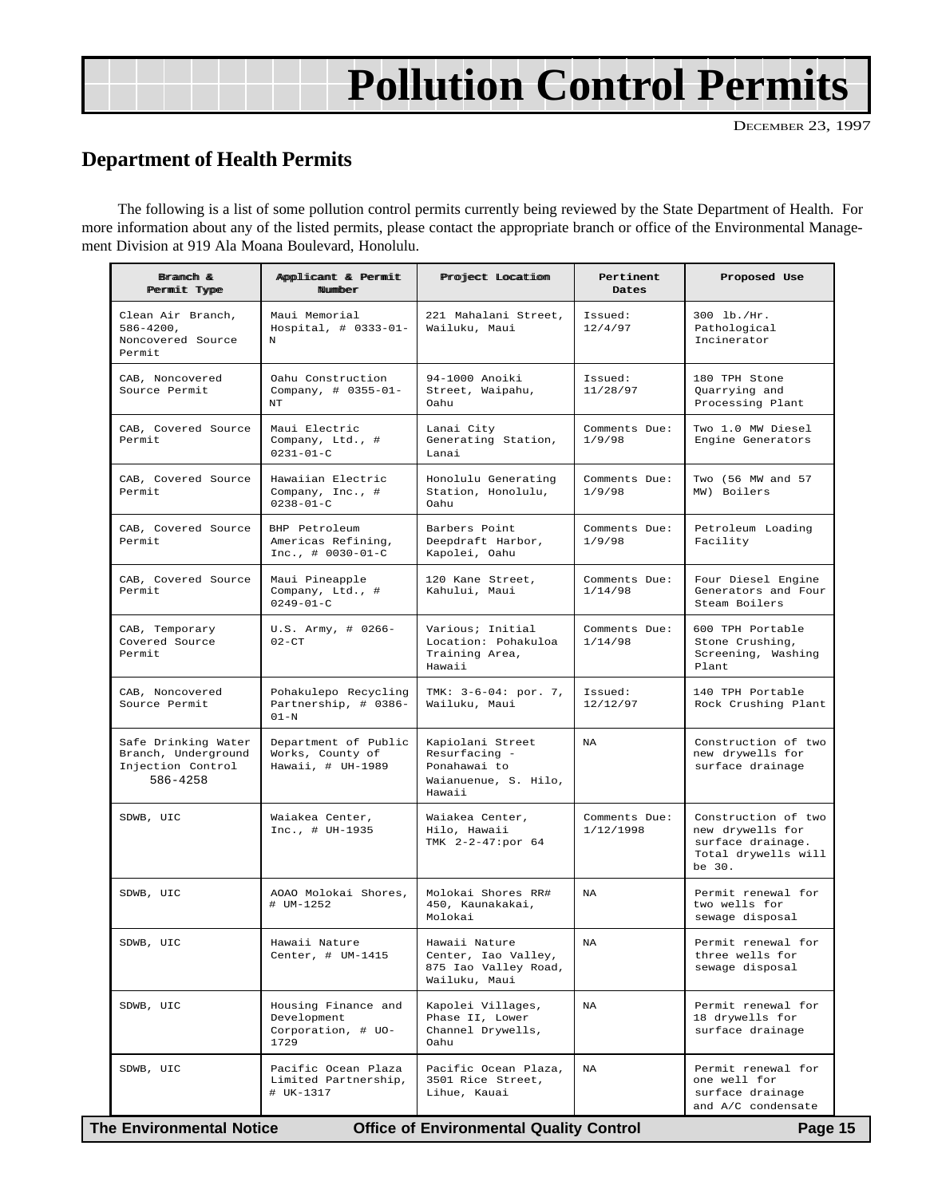# Pollution Control Permits

DECEMBER 23, 1997

## Department of Health Permits

The following is a list of some pollution control permits currently being reviewed by the State Department of Health. For more information about any of the listed permits, please contact the appropriate branch or office of the Environmental Management Division at 919 Ala Moana Boulevard, Honolulu.

| Branch & Permit Type | Applicant & Permit Number | Project Location | Pertinent Dates | Proposed Use |
|---|---|---|---|---|
| Clean Air Branch, 586-4200, Noncovered Source Permit | Maui Memorial Hospital, # 0333-01-N | 221 Mahalani Street, Wailuku, Maui | Issued: 12/4/97 | 300 lb./Hr. Pathological Incinerator |
| CAB, Noncovered Source Permit | Oahu Construction Company, # 0355-01-NT | 94-1000 Anoiki Street, Waipahu, Oahu | Issued: 11/28/97 | 180 TPH Stone Quarrying and Processing Plant |
| CAB, Covered Source Permit | Maui Electric Company, Ltd., # 0231-01-C | Lanai City Generating Station, Lanai | Comments Due: 1/9/98 | Two 1.0 MW Diesel Engine Generators |
| CAB, Covered Source Permit | Hawaiian Electric Company, Inc., # 0238-01-C | Honolulu Generating Station, Honolulu, Oahu | Comments Due: 1/9/98 | Two (56 MW and 57 MW) Boilers |
| CAB, Covered Source Permit | BHP Petroleum Americas Refining, Inc., # 0030-01-C | Barbers Point Deepdraft Harbor, Kapolei, Oahu | Comments Due: 1/9/98 | Petroleum Loading Facility |
| CAB, Covered Source Permit | Maui Pineapple Company, Ltd., # 0249-01-C | 120 Kane Street, Kahului, Maui | Comments Due: 1/14/98 | Four Diesel Engine Generators and Four Steam Boilers |
| CAB, Temporary Covered Source Permit | U.S. Army, # 0266-02-CT | Various; Initial Location: Pohakuloa Training Area, Hawaii | Comments Due: 1/14/98 | 600 TPH Portable Stone Crushing, Screening, Washing Plant |
| CAB, Noncovered Source Permit | Pohakulepo Recycling Partnership, # 0386-01-N | TMK: 3-6-04: por. 7, Wailuku, Maui | Issued: 12/12/97 | 140 TPH Portable Rock Crushing Plant |
| Safe Drinking Water Branch, Underground Injection Control 586-4258 | Department of Public Works, County of Hawaii, # UH-1989 | Kapiolani Street Resurfacing - Ponahawai to Waianuenue, S. Hilo, Hawaii | NA | Construction of two new drywells for surface drainage |
| SDWB, UIC | Waiakea Center, Inc., # UH-1935 | Waiakea Center, Hilo, Hawaii TMK 2-2-47:por 64 | Comments Due: 1/12/1998 | Construction of two new drywells for surface drainage. Total drywells will be 30. |
| SDWB, UIC | AOAO Molokai Shores, # UM-1252 | Molokai Shores RR# 450, Kaunakakai, Molokai | NA | Permit renewal for two wells for sewage disposal |
| SDWB, UIC | Hawaii Nature Center, # UM-1415 | Hawaii Nature Center, Iao Valley, 875 Iao Valley Road, Wailuku, Maui | NA | Permit renewal for three wells for sewage disposal |
| SDWB, UIC | Housing Finance and Development Corporation, # UO-1729 | Kapolei Villages, Phase II, Lower Channel Drywells, Oahu | NA | Permit renewal for 18 drywells for surface drainage |
| SDWB, UIC | Pacific Ocean Plaza Limited Partnership, # UK-1317 | Pacific Ocean Plaza, 3501 Rice Street, Lihue, Kauai | NA | Permit renewal for one well for surface drainage and A/C condensate |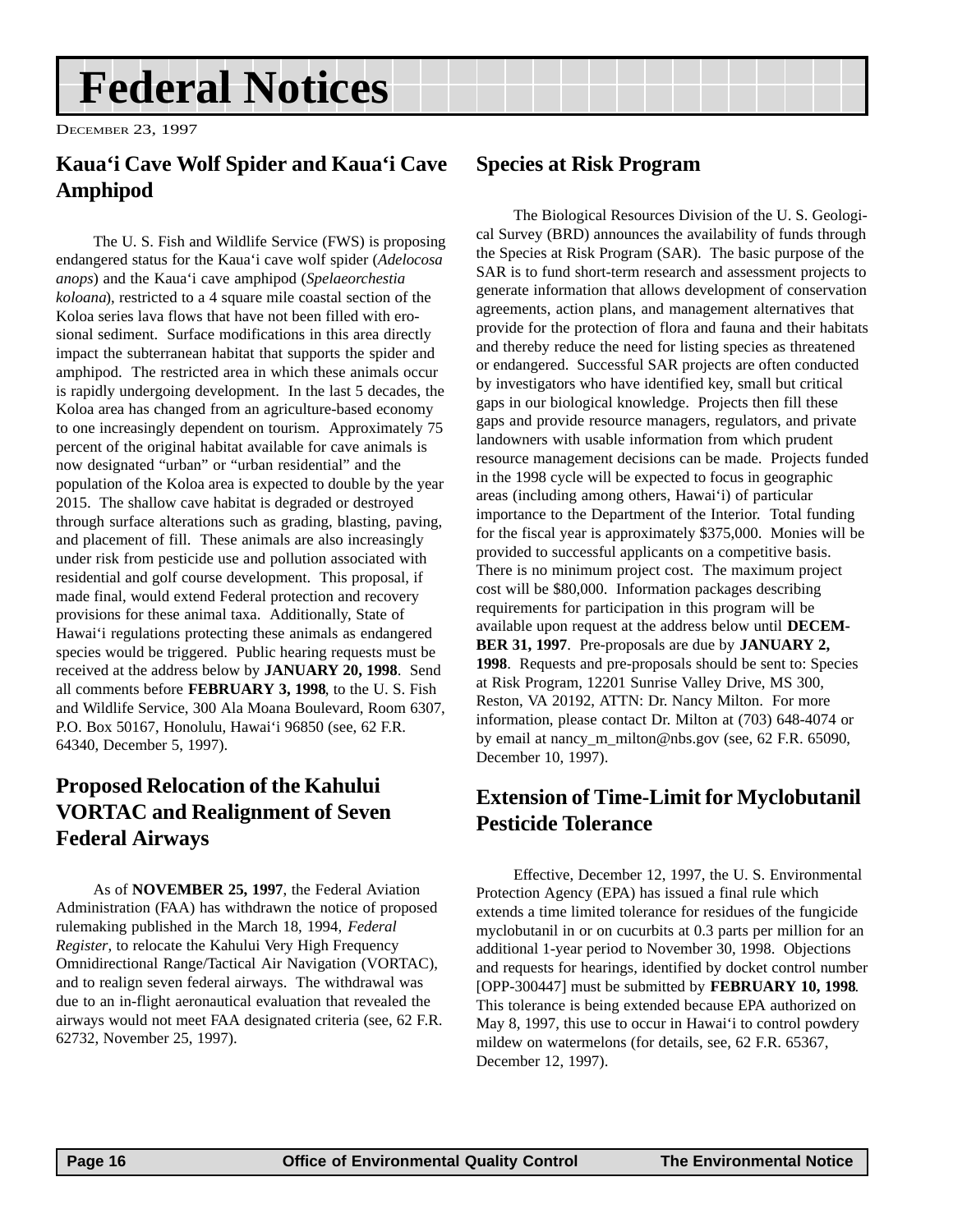# Federal Notices

December 23, 1997

## Kaua'i Cave Wolf Spider and Kaua'i Cave Amphipod

The U. S. Fish and Wildlife Service (FWS) is proposing endangered status for the Kaua'i cave wolf spider (*Adelocosa anops*) and the Kaua'i cave amphipod (*Spelaeorchestia koloana*), restricted to a 4 square mile coastal section of the Koloa series lava flows that have not been filled with erosional sediment. Surface modifications in this area directly impact the subterranean habitat that supports the spider and amphipod. The restricted area in which these animals occur is rapidly undergoing development. In the last 5 decades, the Koloa area has changed from an agriculture-based economy to one increasingly dependent on tourism. Approximately 75 percent of the original habitat available for cave animals is now designated "urban" or "urban residential" and the population of the Koloa area is expected to double by the year 2015. The shallow cave habitat is degraded or destroyed through surface alterations such as grading, blasting, paving, and placement of fill. These animals are also increasingly under risk from pesticide use and pollution associated with residential and golf course development. This proposal, if made final, would extend Federal protection and recovery provisions for these animal taxa. Additionally, State of Hawai'i regulations protecting these animals as endangered species would be triggered. Public hearing requests must be received at the address below by **JANUARY 20, 1998**. Send all comments before **FEBRUARY 3, 1998**, to the U. S. Fish and Wildlife Service, 300 Ala Moana Boulevard, Room 6307, P.O. Box 50167, Honolulu, Hawai'i 96850 (see, 62 F.R. 64340, December 5, 1997).

## Proposed Relocation of the Kahului VORTAC and Realignment of Seven Federal Airways

As of **NOVEMBER 25, 1997**, the Federal Aviation Administration (FAA) has withdrawn the notice of proposed rulemaking published in the March 18, 1994, *Federal Register*, to relocate the Kahului Very High Frequency Omnidirectional Range/Tactical Air Navigation (VORTAC), and to realign seven federal airways. The withdrawal was due to an in-flight aeronautical evaluation that revealed the airways would not meet FAA designated criteria (see, 62 F.R. 62732, November 25, 1997).

## Species at Risk Program

The Biological Resources Division of the U. S. Geological Survey (BRD) announces the availability of funds through the Species at Risk Program (SAR). The basic purpose of the SAR is to fund short-term research and assessment projects to generate information that allows development of conservation agreements, action plans, and management alternatives that provide for the protection of flora and fauna and their habitats and thereby reduce the need for listing species as threatened or endangered. Successful SAR projects are often conducted by investigators who have identified key, small but critical gaps in our biological knowledge. Projects then fill these gaps and provide resource managers, regulators, and private landowners with usable information from which prudent resource management decisions can be made. Projects funded in the 1998 cycle will be expected to focus in geographic areas (including among others, Hawai'i) of particular importance to the Department of the Interior. Total funding for the fiscal year is approximately $375,000. Monies will be provided to successful applicants on a competitive basis. There is no minimum project cost. The maximum project cost will be $80,000. Information packages describing requirements for participation in this program will be available upon request at the address below until **DECEMBER 31, 1997**. Pre-proposals are due by **JANUARY 2, 1998**. Requests and pre-proposals should be sent to: Species at Risk Program, 12201 Sunrise Valley Drive, MS 300, Reston, VA 20192, ATTN: Dr. Nancy Milton. For more information, please contact Dr. Milton at (703) 648-4074 or by email at nancy_m_milton@nbs.gov (see, 62 F.R. 65090, December 10, 1997).

## Extension of Time-Limit for Myclobutanil Pesticide Tolerance

Effective, December 12, 1997, the U. S. Environmental Protection Agency (EPA) has issued a final rule which extends a time limited tolerance for residues of the fungicide myclobutanil in or on cucurbits at 0.3 parts per million for an additional 1-year period to November 30, 1998. Objections and requests for hearings, identified by docket control number [OPP-300447] must be submitted by **FEBRUARY 10, 1998**. This tolerance is being extended because EPA authorized on May 8, 1997, this use to occur in Hawai'i to control powdery mildew on watermelons (for details, see, 62 F.R. 65367, December 12, 1997).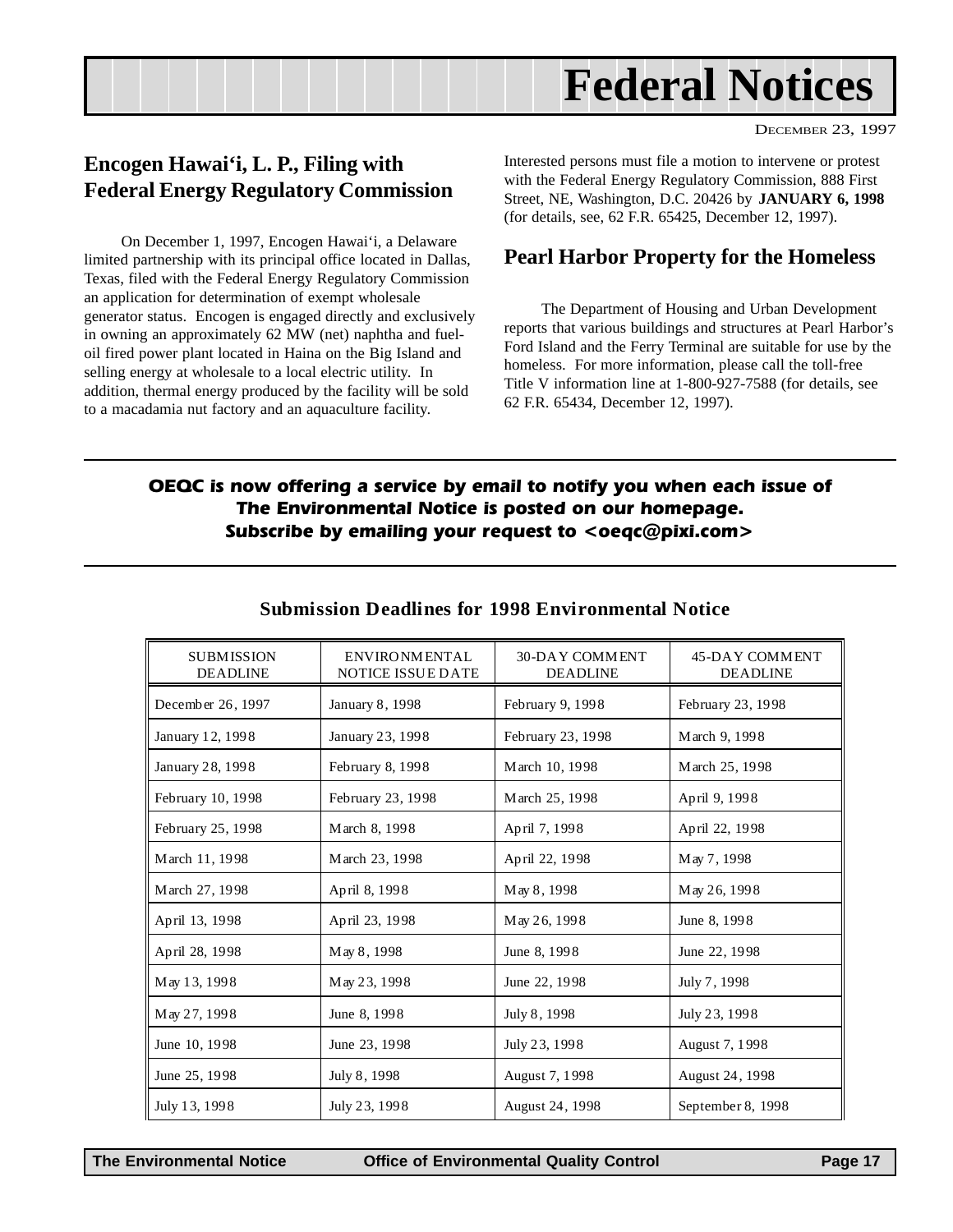# Federal Notices

DECEMBER 23, 1997

## Encogen Hawai'i, L. P., Filing with Federal Energy Regulatory Commission

On December 1, 1997, Encogen Hawai'i, a Delaware limited partnership with its principal office located in Dallas, Texas, filed with the Federal Energy Regulatory Commission an application for determination of exempt wholesale generator status. Encogen is engaged directly and exclusively in owning an approximately 62 MW (net) naphtha and fuel-oil fired power plant located in Haina on the Big Island and selling energy at wholesale to a local electric utility. In addition, thermal energy produced by the facility will be sold to a macadamia nut factory and an aquaculture facility.

Interested persons must file a motion to intervene or protest with the Federal Energy Regulatory Commission, 888 First Street, NE, Washington, D.C. 20426 by **JANUARY 6, 1998** (for details, see, 62 F.R. 65425, December 12, 1997).

## Pearl Harbor Property for the Homeless

The Department of Housing and Urban Development reports that various buildings and structures at Pearl Harbor's Ford Island and the Ferry Terminal are suitable for use by the homeless. For more information, please call the toll-free Title V information line at 1-800-927-7588 (for details, see 62 F.R. 65434, December 12, 1997).

***OEQC is now offering a service by email to notify you when each issue of The Environmental Notice is posted on our homepage. Subscribe by emailing your request to <oeqc@pixi.com>***

### Submission Deadlines for 1998 Environmental Notice

| SUBMISSION DEADLINE | ENVIRONMENTAL NOTICE ISSUE DATE | 30-DAY COMMENT DEADLINE | 45-DAY COMMENT DEADLINE |
|---|---|---|---|
| December 26, 1997 | January 8, 1998 | February 9, 1998 | February 23, 1998 |
| January 12, 1998 | January 23, 1998 | February 23, 1998 | March 9, 1998 |
| January 28, 1998 | February 8, 1998 | March 10, 1998 | March 25, 1998 |
| February 10, 1998 | February 23, 1998 | March 25, 1998 | April 9, 1998 |
| February 25, 1998 | March 8, 1998 | April 7, 1998 | April 22, 1998 |
| March 11, 1998 | March 23, 1998 | April 22, 1998 | May 7, 1998 |
| March 27, 1998 | April 8, 1998 | May 8, 1998 | May 26, 1998 |
| April 13, 1998 | April 23, 1998 | May 26, 1998 | June 8, 1998 |
| April 28, 1998 | May 8, 1998 | June 8, 1998 | June 22, 1998 |
| May 13, 1998 | May 23, 1998 | June 22, 1998 | July 7, 1998 |
| May 27, 1998 | June 8, 1998 | July 8, 1998 | July 23, 1998 |
| June 10, 1998 | June 23, 1998 | July 23, 1998 | August 7, 1998 |
| June 25, 1998 | July 8, 1998 | August 7, 1998 | August 24, 1998 |
| July 13, 1998 | July 23, 1998 | August 24, 1998 | September 8, 1998 |